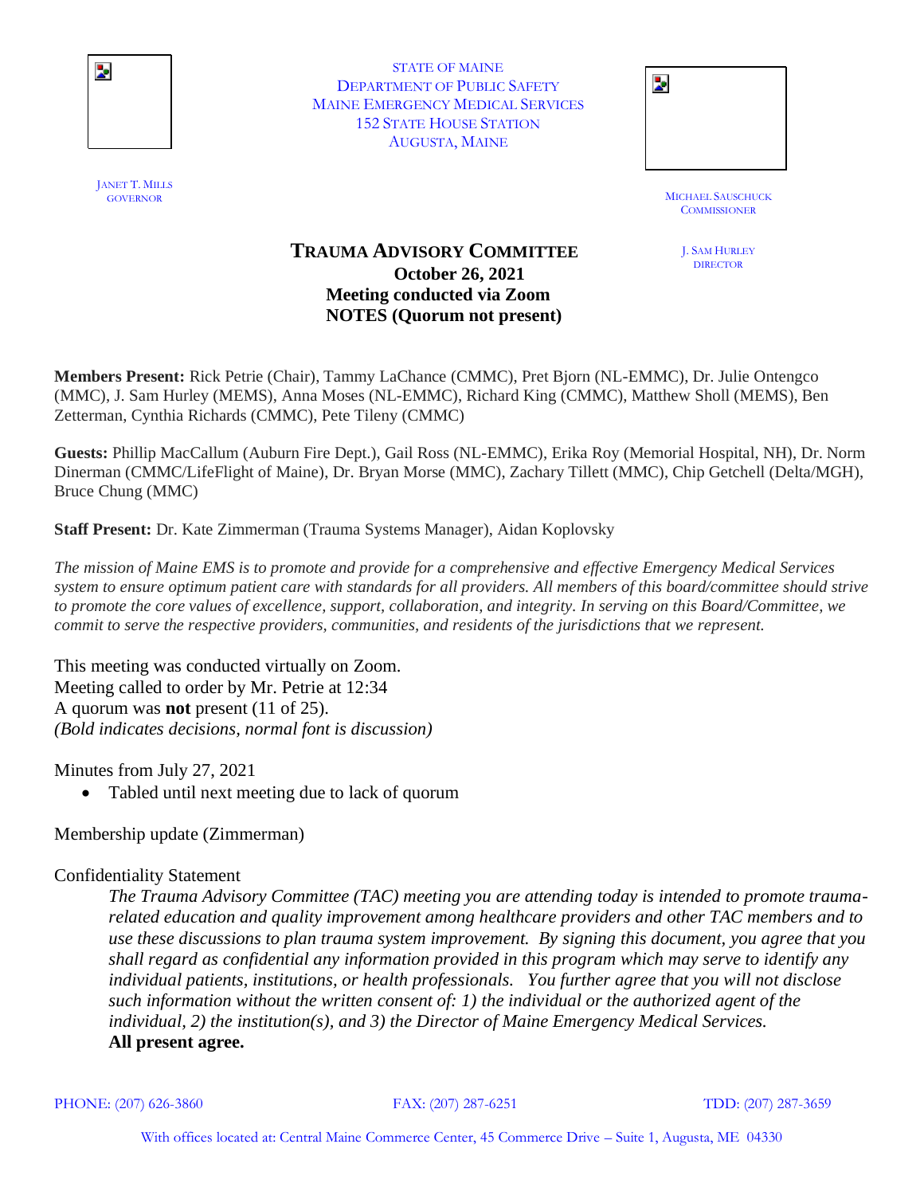STATE OF MAINE
DEPARTMENT OF PUBLIC SAFETY
MAINE EMERGENCY MEDICAL SERVICES
152 STATE HOUSE STATION
AUGUSTA, MAINE

JANET T. MILLS
GOVERNOR

MICHAEL SAUSCHUCK
COMMISSIONER

J. SAM HURLEY
DIRECTOR

# TRAUMA ADVISORY COMMITTEE

**October 26, 2021**
**Meeting conducted via Zoom**
**NOTES (Quorum not present)**

**Members Present:** Rick Petrie (Chair), Tammy LaChance (CMMC), Pret Bjorn (NL-EMMC), Dr. Julie Ontengco (MMC), J. Sam Hurley (MEMS), Anna Moses (NL-EMMC), Richard King (CMMC), Matthew Sholl (MEMS), Ben Zetterman, Cynthia Richards (CMMC), Pete Tileny (CMMC)

**Guests:** Phillip MacCallum (Auburn Fire Dept.), Gail Ross (NL-EMMC), Erika Roy (Memorial Hospital, NH), Dr. Norm Dinerman (CMMC/LifeFlight of Maine), Dr. Bryan Morse (MMC), Zachary Tillett (MMC), Chip Getchell (Delta/MGH), Bruce Chung (MMC)

**Staff Present:** Dr. Kate Zimmerman (Trauma Systems Manager), Aidan Koplovsky

*The mission of Maine EMS is to promote and provide for a comprehensive and effective Emergency Medical Services system to ensure optimum patient care with standards for all providers. All members of this board/committee should strive to promote the core values of excellence, support, collaboration, and integrity. In serving on this Board/Committee, we commit to serve the respective providers, communities, and residents of the jurisdictions that we represent.*

This meeting was conducted virtually on Zoom.
Meeting called to order by Mr. Petrie at 12:34
A quorum was **not** present (11 of 25).
*(Bold indicates decisions, normal font is discussion)*

Minutes from July 27, 2021

- Tabled until next meeting due to lack of quorum

Membership update (Zimmerman)

Confidentiality Statement

> *The Trauma Advisory Committee (TAC) meeting you are attending today is intended to promote trauma-related education and quality improvement among healthcare providers and other TAC members and to use these discussions to plan trauma system improvement. By signing this document, you agree that you shall regard as confidential any information provided in this program which may serve to identify any individual patients, institutions, or health professionals. You further agree that you will not disclose such information without the written consent of: 1) the individual or the authorized agent of the individual, 2) the institution(s), and 3) the Director of Maine Emergency Medical Services.*
> **All present agree.**

PHONE: (207) 626-3860 FAX: (207) 287-6251 TDD: (207) 287-3659

With offices located at: Central Maine Commerce Center, 45 Commerce Drive – Suite 1, Augusta, ME 04330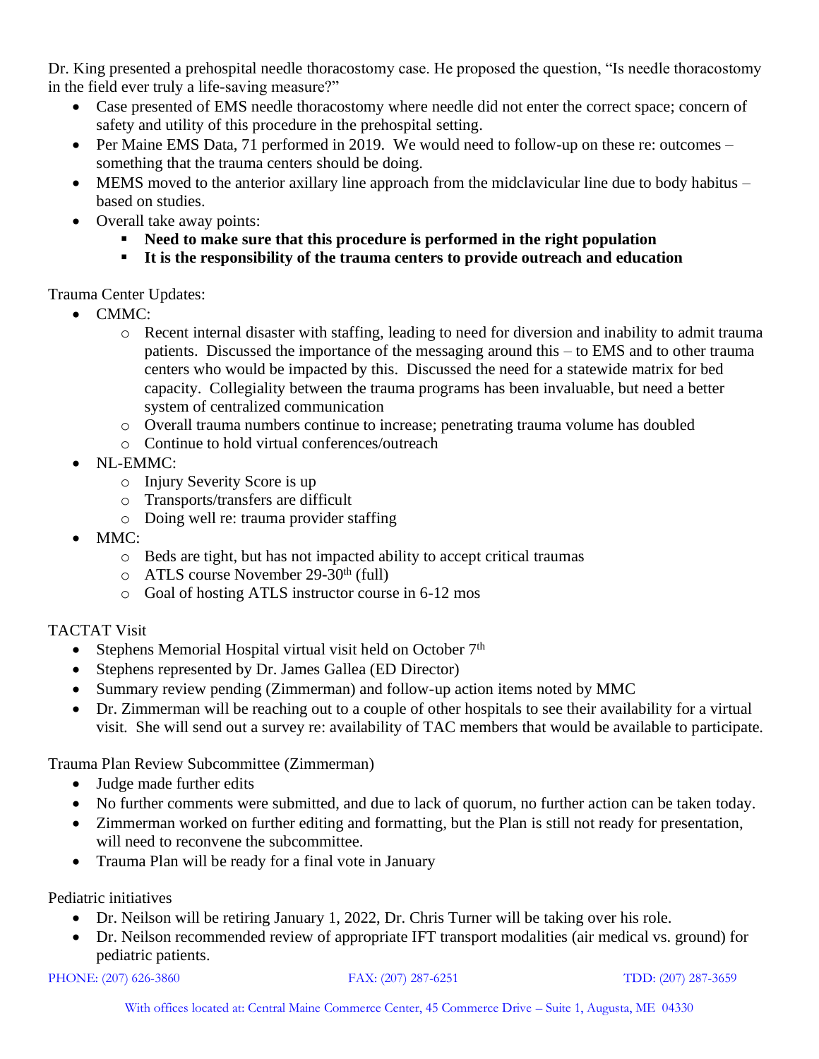Dr. King presented a prehospital needle thoracostomy case. He proposed the question, "Is needle thoracostomy in the field ever truly a life-saving measure?"

- Case presented of EMS needle thoracostomy where needle did not enter the correct space; concern of safety and utility of this procedure in the prehospital setting.
- Per Maine EMS Data, 71 performed in 2019. We would need to follow-up on these re: outcomes – something that the trauma centers should be doing.
- MEMS moved to the anterior axillary line approach from the midclavicular line due to body habitus – based on studies.
- Overall take away points:
  - **Need to make sure that this procedure is performed in the right population**
  - **It is the responsibility of the trauma centers to provide outreach and education**

Trauma Center Updates:

- CMMC:
  - Recent internal disaster with staffing, leading to need for diversion and inability to admit trauma patients. Discussed the importance of the messaging around this – to EMS and to other trauma centers who would be impacted by this. Discussed the need for a statewide matrix for bed capacity. Collegiality between the trauma programs has been invaluable, but need a better system of centralized communication
  - Overall trauma numbers continue to increase; penetrating trauma volume has doubled
  - Continue to hold virtual conferences/outreach
- NL-EMMC:
  - Injury Severity Score is up
  - Transports/transfers are difficult
  - Doing well re: trauma provider staffing
- MMC:
  - Beds are tight, but has not impacted ability to accept critical traumas
  - ATLS course November 29-30th (full)
  - Goal of hosting ATLS instructor course in 6-12 mos

TACTAT Visit

- Stephens Memorial Hospital virtual visit held on October 7th
- Stephens represented by Dr. James Gallea (ED Director)
- Summary review pending (Zimmerman) and follow-up action items noted by MMC
- Dr. Zimmerman will be reaching out to a couple of other hospitals to see their availability for a virtual visit. She will send out a survey re: availability of TAC members that would be available to participate.

Trauma Plan Review Subcommittee (Zimmerman)

- Judge made further edits
- No further comments were submitted, and due to lack of quorum, no further action can be taken today.
- Zimmerman worked on further editing and formatting, but the Plan is still not ready for presentation, will need to reconvene the subcommittee.
- Trauma Plan will be ready for a final vote in January

Pediatric initiatives

- Dr. Neilson will be retiring January 1, 2022, Dr. Chris Turner will be taking over his role.
- Dr. Neilson recommended review of appropriate IFT transport modalities (air medical vs. ground) for pediatric patients.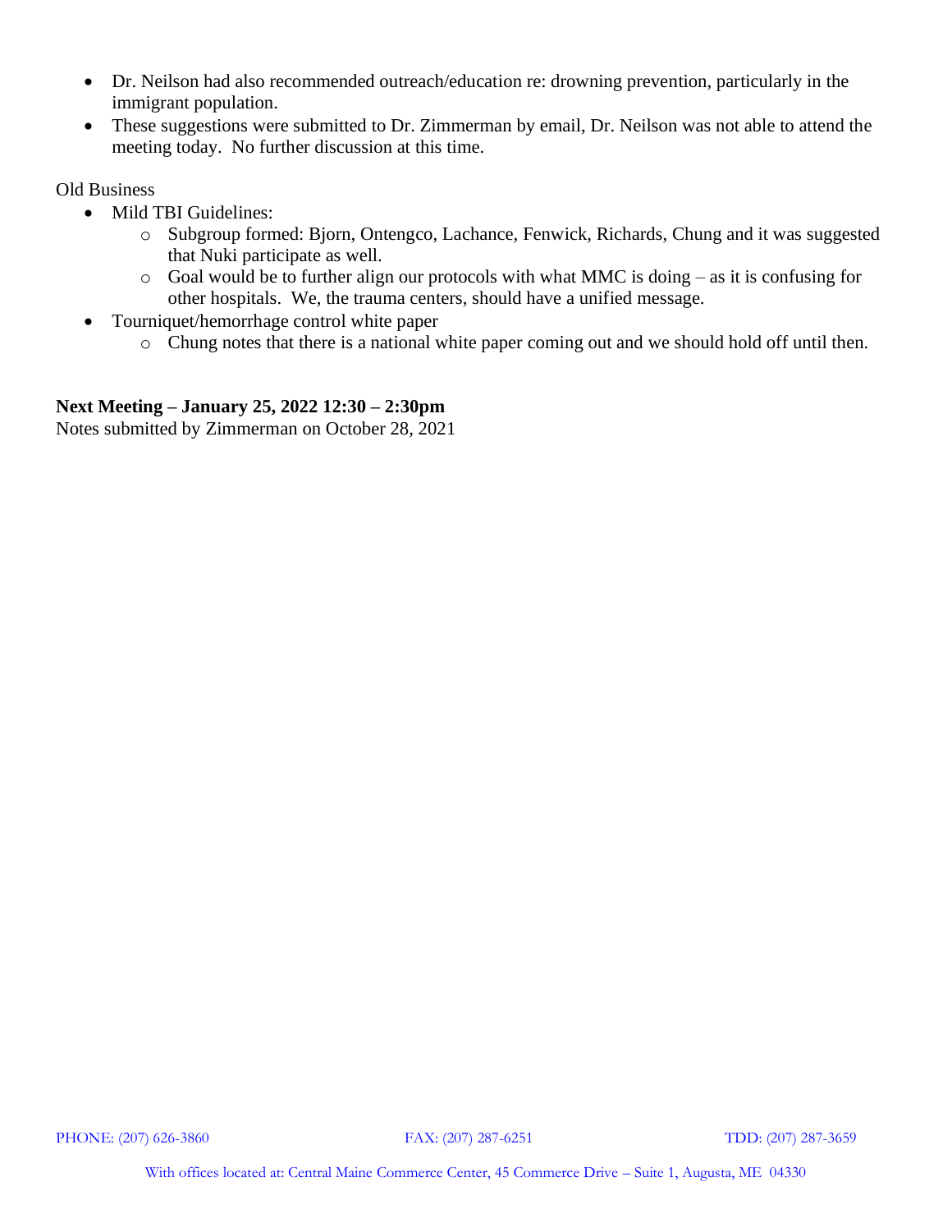- Dr. Neilson had also recommended outreach/education re: drowning prevention, particularly in the immigrant population.
- These suggestions were submitted to Dr. Zimmerman by email, Dr. Neilson was not able to attend the meeting today. No further discussion at this time.

Old Business

- Mild TBI Guidelines:
  - Subgroup formed: Bjorn, Ontengco, Lachance, Fenwick, Richards, Chung and it was suggested that Nuki participate as well.
  - Goal would be to further align our protocols with what MMC is doing – as it is confusing for other hospitals. We, the trauma centers, should have a unified message.
- Tourniquet/hemorrhage control white paper
  - Chung notes that there is a national white paper coming out and we should hold off until then.

**Next Meeting – January 25, 2022 12:30 – 2:30pm**

Notes submitted by Zimmerman on October 28, 2021